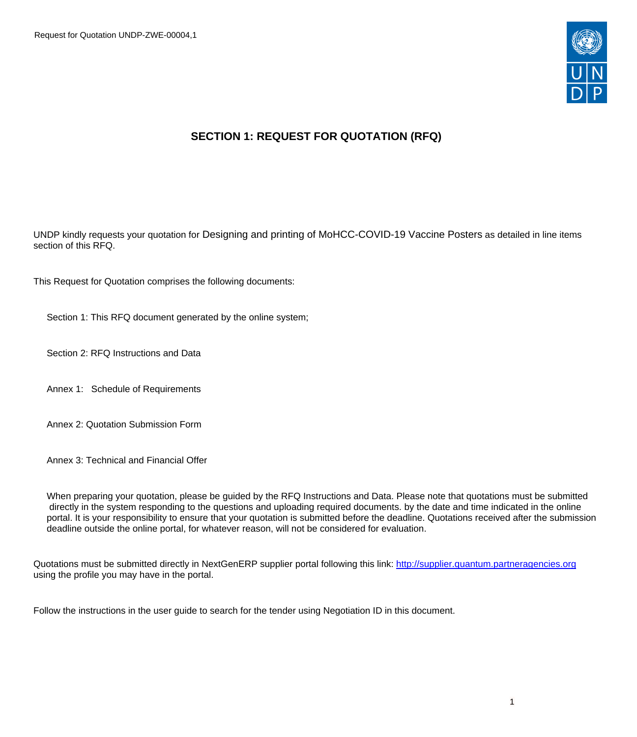Request for Quotation UNDP-ZWE-00004,1

# SECTION 1: REQUEST FOR QUOTATION (RFQ)

UNDP kindly requests your quotation for Designing and printing of MoHCC-COVID-19 Vaccine Posters as detailed in line items section of this RFQ.

This Request for Quotation comprises the following documents:

Section 1: This RFQ document generated by the online system;

Section 2: RFQ Instructions and Data

Annex 1: Schedule of Requirements

Annex 2: Quotation Submission Form

Annex 3: Technical and Financial Offer

When preparing your quotation, please be guided by the RFQ Instructions and Data. Please note that quotations must be submitted directly in the system responding to the questions and uploading required documents. by the date and time indicated in the online portal. It is your responsibility to ensure that your quotation is submitted before the deadline. Quotations received after the submission deadline outside the online portal, for whatever reason, will not be considered for evaluation.

Quotations must be submitted directly in NextGenERP supplier portal following this link: [http://supplier.quantum.partneragencies.org](http://supplier.quantum.partneragencies.org) using the profile you may have in the portal.

Follow the instructions in the user guide to search for the tender using Negotiation ID in this document.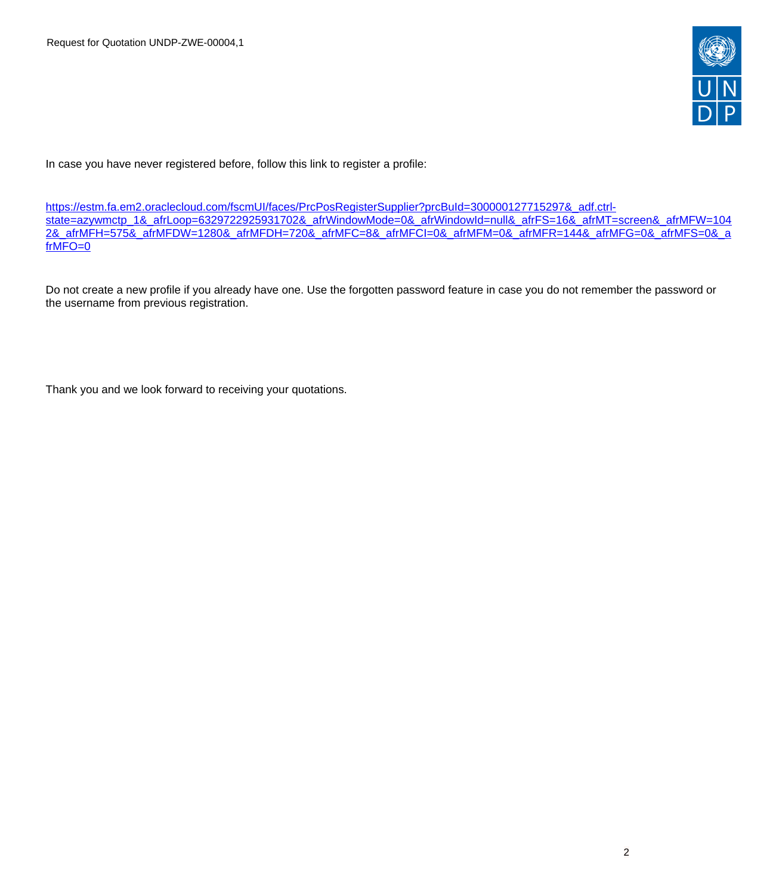In case you have never registered before, follow this link to register a profile:

[https://estm.fa.em2.oraclecloud.com/fscmUI/faces/PrcPosRegisterSupplier?prcBuId=300000127715297&_adf.ctrl-state=azywmctp_1&_afrLoop=6329722925931702&_afrWindowMode=0&_afrWindowId=null&_afrFS=16&_afrMT=screen&_afrMFW=1042&_afrMFH=575&_afrMFDW=1280&_afrMFDH=720&_afrMFC=8&_afrMFCI=0&_afrMFM=0&_afrMFR=144&_afrMFG=0&_afrMFS=0&_afrMFO=0](https://estm.fa.em2.oraclecloud.com/fscmUI/faces/PrcPosRegisterSupplier?prcBuId=300000127715297&_adf.ctrl-state=azywmctp_1&_afrLoop=6329722925931702&_afrWindowMode=0&_afrWindowId=null&_afrFS=16&_afrMT=screen&_afrMFW=1042&_afrMFH=575&_afrMFDW=1280&_afrMFDH=720&_afrMFC=8&_afrMFCI=0&_afrMFM=0&_afrMFR=144&_afrMFG=0&_afrMFS=0&_afrMFO=0)

Do not create a new profile if you already have one. Use the forgotten password feature in case you do not remember the password or the username from previous registration.

Thank you and we look forward to receiving your quotations.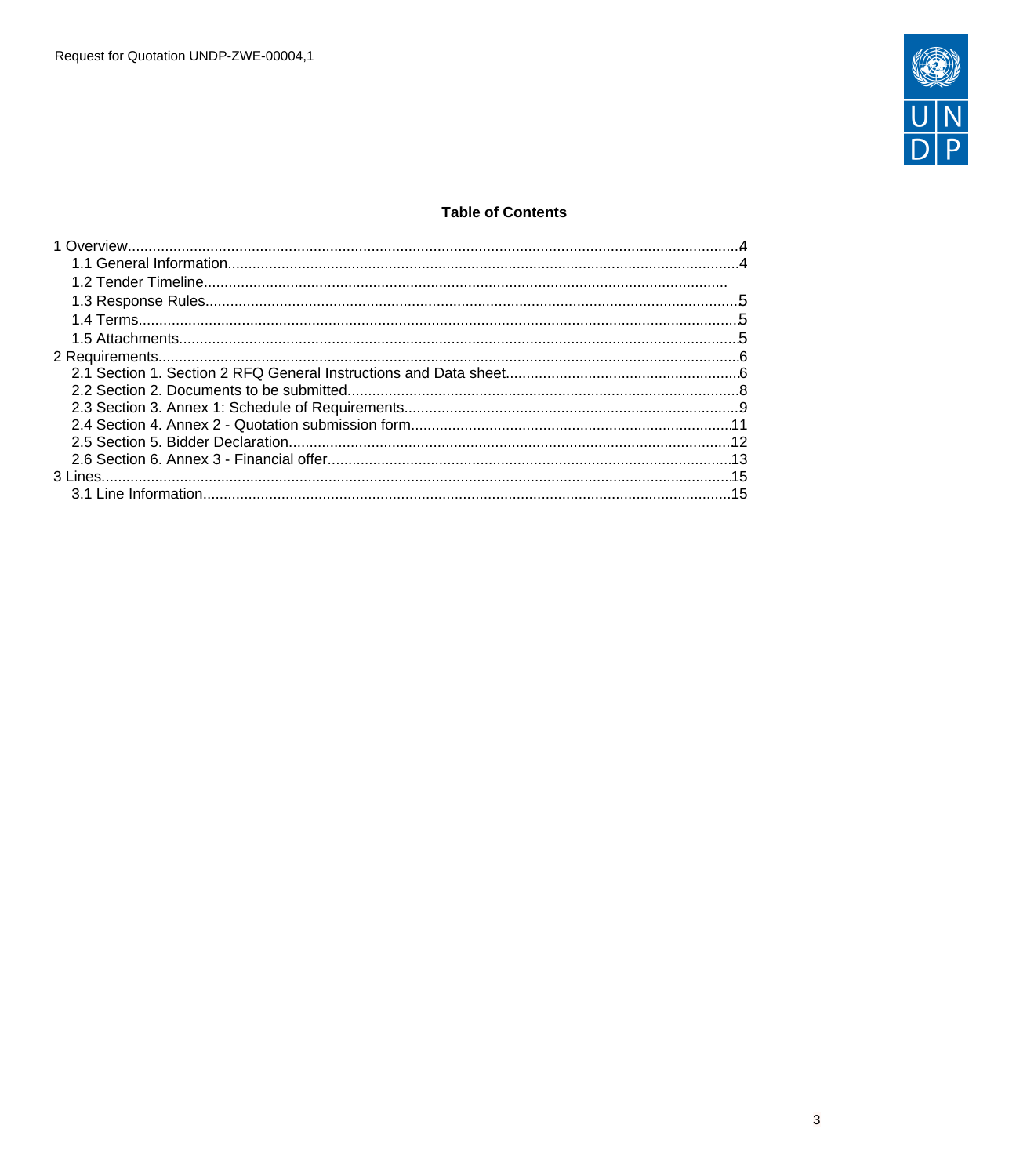**Table of Contents**

1 Overview....................................................................................................................................4
   1.1 General Information...........................................................................................................4
   1.2 Tender Timeline..............................................................................................................
   1.3 Response Rules................................................................................................................5
   1.4 Terms................................................................................................................................5
   1.5 Attachments......................................................................................................................5
2 Requirements...............................................................................................................................6
   2.1 Section 1. Section 2 RFQ General Instructions and Data sheet.........................................6
   2.2 Section 2. Documents to be submitted..............................................................................8
   2.3 Section 3. Annex 1: Schedule of Requirements.................................................................9
   2.4 Section 4. Annex 2 - Quotation submission form.............................................................11
   2.5 Section 5. Bidder Declaration...........................................................................................12
   2.6 Section 6. Annex 3 - Financial offer..................................................................................13
3 Lines..........................................................................................................................................15
   3.1 Line Information...............................................................................................................15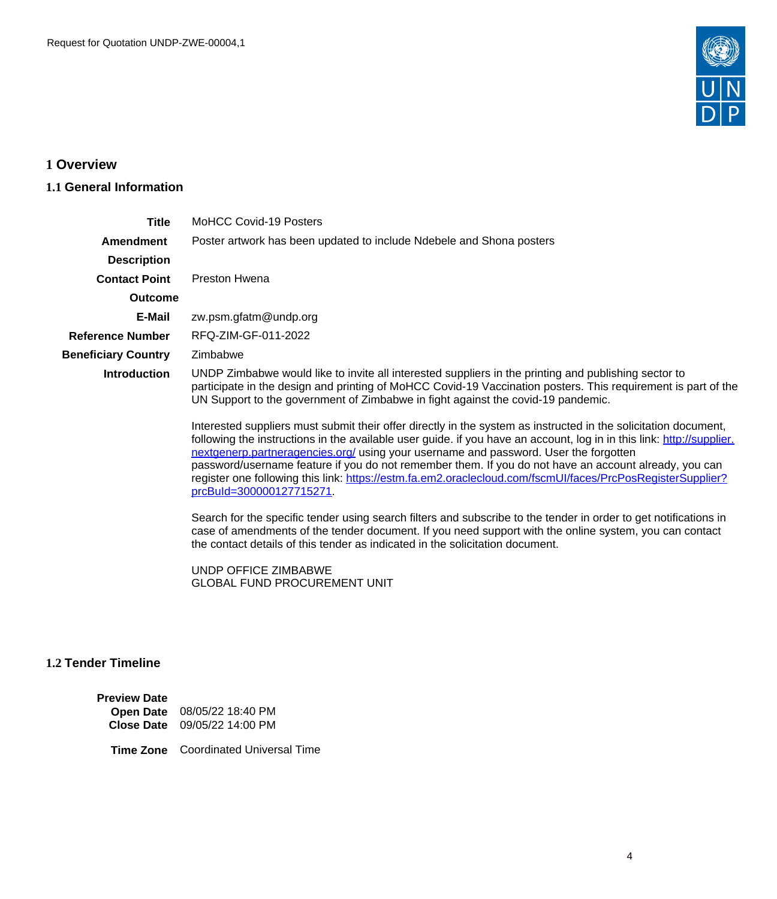# 1 Overview

## 1.1 General Information

| | |
|---|---|
| **Title** | MoHCC Covid-19 Posters |
| **Amendment Description** | Poster artwork has been updated to include Ndebele and Shona posters |
| **Contact Point** | Preston Hwena |
| **Outcome** | |
| **E-Mail** | zw.psm.gfatm@undp.org |
| **Reference Number** | RFQ-ZIM-GF-011-2022 |
| **Beneficiary Country** | Zimbabwe |
| **Introduction** | UNDP Zimbabwe would like to invite all interested suppliers in the printing and publishing sector to participate in the design and printing of MoHCC Covid-19 Vaccination posters. This requirement is part of the UN Support to the government of Zimbabwe in fight against the covid-19 pandemic.<br><br>Interested suppliers must submit their offer directly in the system as instructed in the solicitation document, following the instructions in the available user guide. if you have an account, log in in this link: http://supplier.nextgenerp.partneragencies.org/ using your username and password. User the forgotten password/username feature if you do not remember them. If you do not have an account already, you can register one following this link: https://estm.fa.em2.oraclecloud.com/fscmUI/faces/PrcPosRegisterSupplier?prcBuId=300000127715271.<br><br>Search for the specific tender using search filters and subscribe to the tender in order to get notifications in case of amendments of the tender document. If you need support with the online system, you can contact the contact details of this tender as indicated in the solicitation document.<br><br>UNDP OFFICE ZIMBABWE<br>GLOBAL FUND PROCUREMENT UNIT |

## 1.2 Tender Timeline

| | |
|---|---|
| **Preview Date** | |
| **Open Date** | 08/05/22 18:40 PM |
| **Close Date** | 09/05/22 14:00 PM |
| **Time Zone** | Coordinated Universal Time |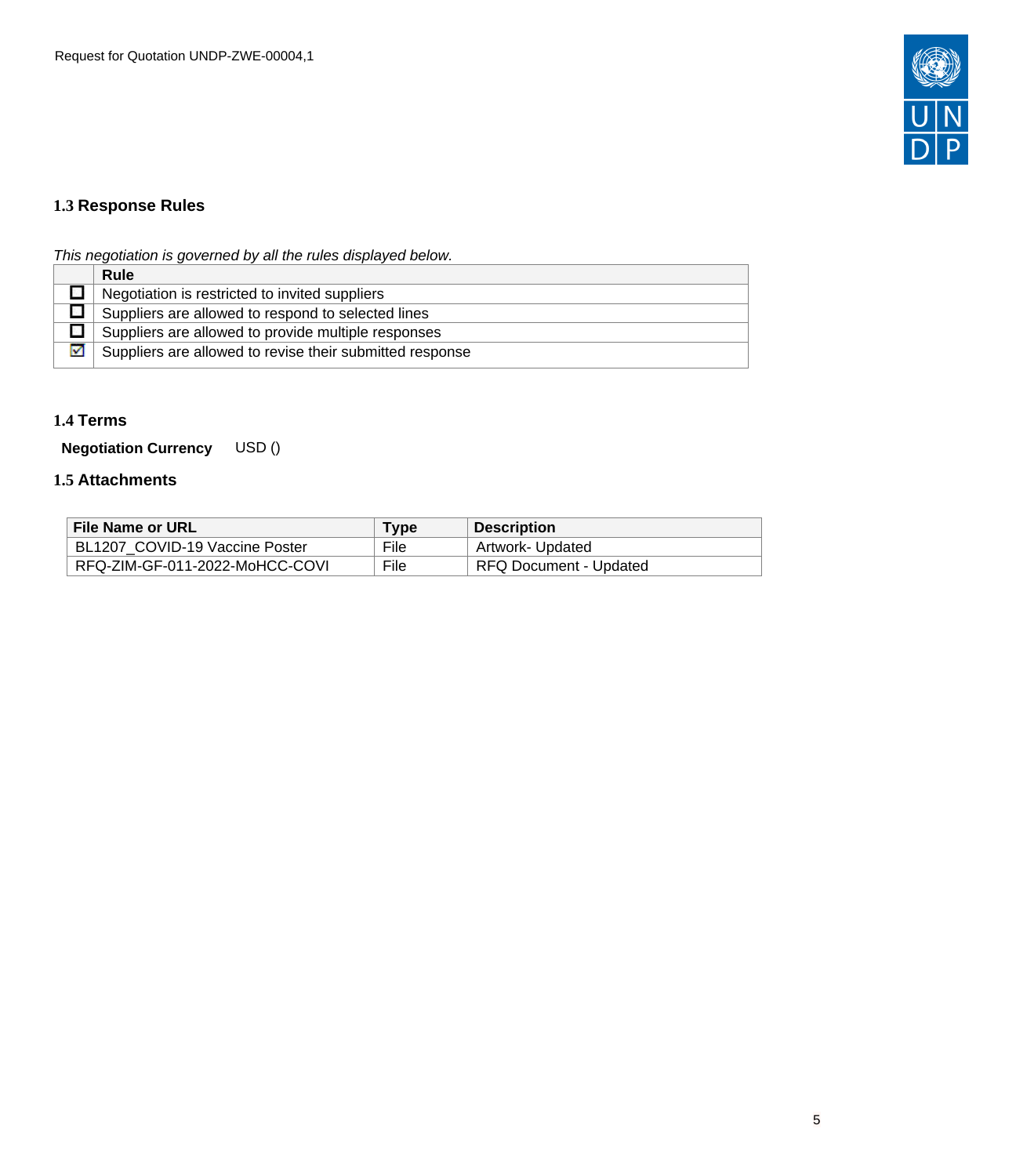### 1.3 Response Rules

*This negotiation is governed by all the rules displayed below.*

| | Rule |
|---|---|
| ☐ | Negotiation is restricted to invited suppliers |
| ☐ | Suppliers are allowed to respond to selected lines |
| ☐ | Suppliers are allowed to provide multiple responses |
| ☑ | Suppliers are allowed to revise their submitted response |

### 1.4 Terms

**Negotiation Currency** USD ()

### 1.5 Attachments

| File Name or URL | Type | Description |
|---|---|---|
| BL1207_COVID-19 Vaccine Poster | File | Artwork- Updated |
| RFQ-ZIM-GF-011-2022-MoHCC-COVI | File | RFQ Document - Updated |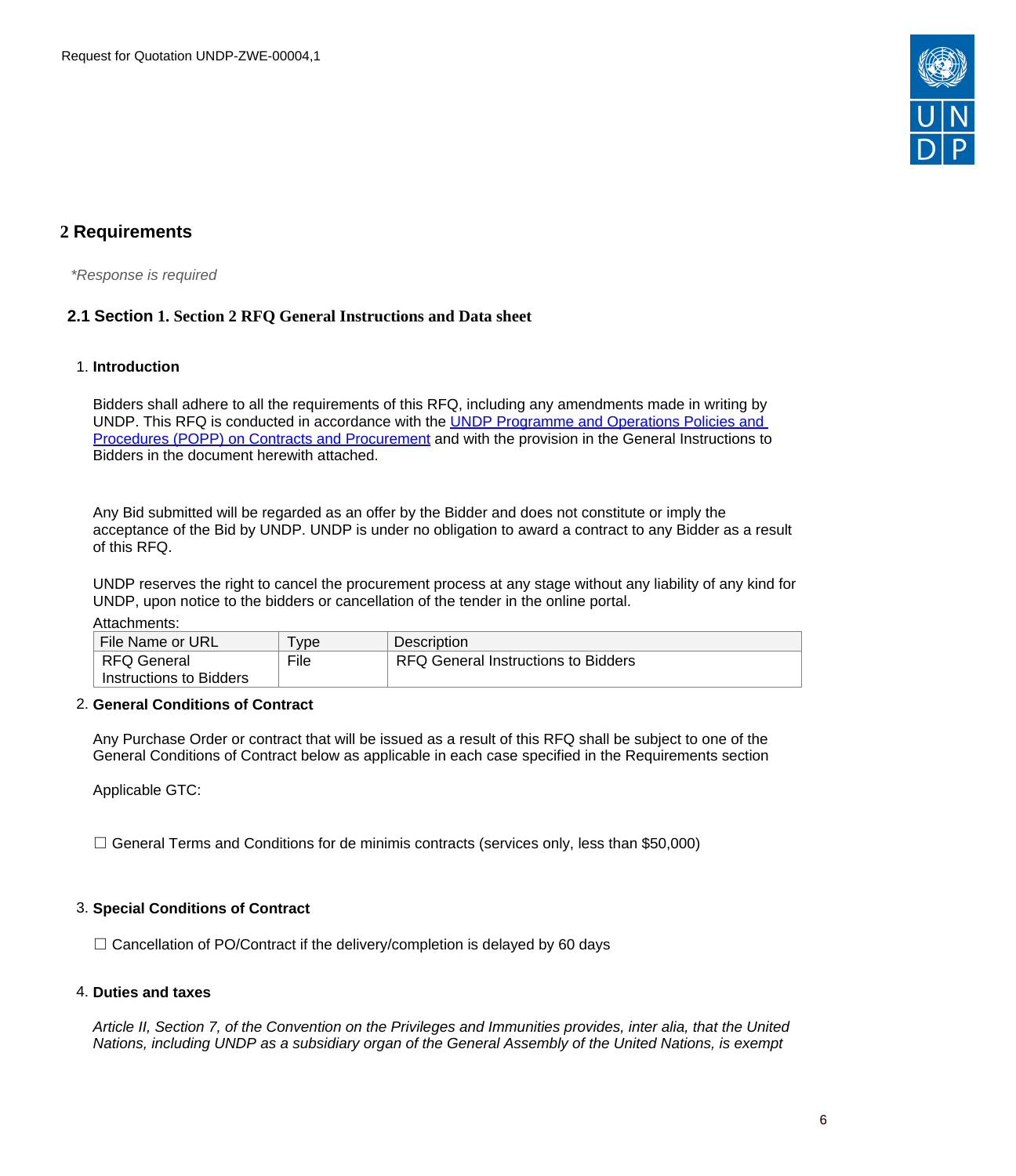## 2 Requirements

*\*Response is required*

### 2.1 Section 1. Section 2 RFQ General Instructions and Data sheet

1. **Introduction**

   Bidders shall adhere to all the requirements of this RFQ, including any amendments made in writing by UNDP. This RFQ is conducted in accordance with the [UNDP Programme and Operations Policies and Procedures (POPP) on Contracts and Procurement]() and with the provision in the General Instructions to Bidders in the document herewith attached.

   Any Bid submitted will be regarded as an offer by the Bidder and does not constitute or imply the acceptance of the Bid by UNDP. UNDP is under no obligation to award a contract to any Bidder as a result of this RFQ.

   UNDP reserves the right to cancel the procurement process at any stage without any liability of any kind for UNDP, upon notice to the bidders or cancellation of the tender in the online portal.

   Attachments:

| File Name or URL | Type | Description |
|---|---|---|
| RFQ General Instructions to Bidders | File | RFQ General Instructions to Bidders |

2. **General Conditions of Contract**

   Any Purchase Order or contract that will be issued as a result of this RFQ shall be subject to one of the General Conditions of Contract below as applicable in each case specified in the Requirements section

   Applicable GTC:

   ☐ General Terms and Conditions for de minimis contracts (services only, less than $50,000)

3. **Special Conditions of Contract**

   ☐ Cancellation of PO/Contract if the delivery/completion is delayed by 60 days

4. **Duties and taxes**

   *Article II, Section 7, of the Convention on the Privileges and Immunities provides, inter alia, that the United Nations, including UNDP as a subsidiary organ of the General Assembly of the United Nations, is exempt*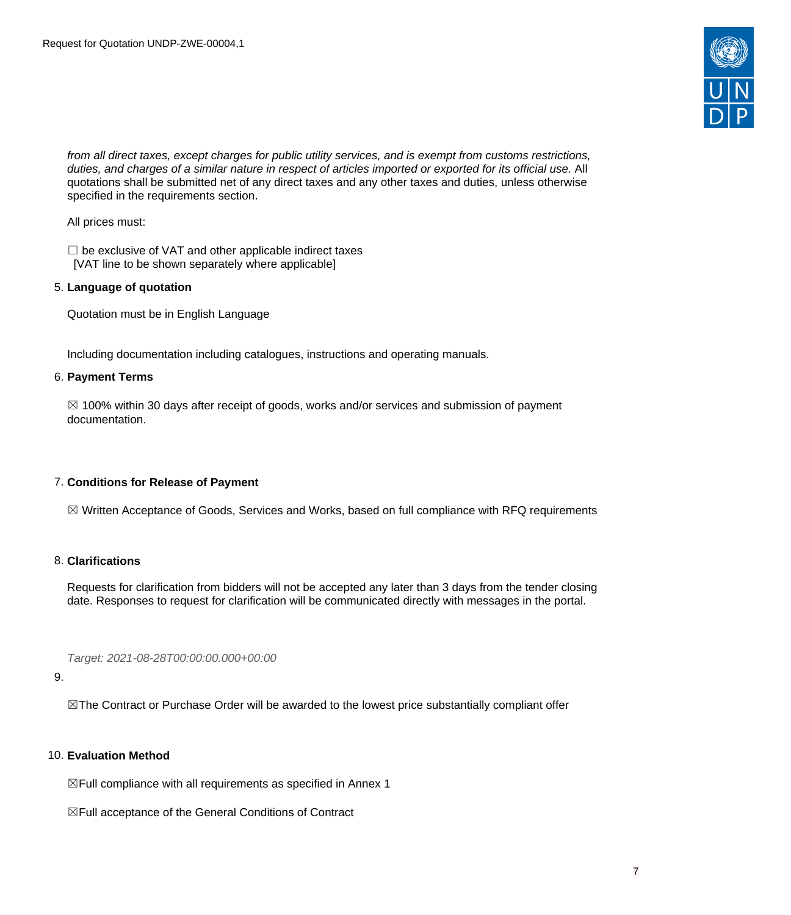*from all direct taxes, except charges for public utility services, and is exempt from customs restrictions, duties, and charges of a similar nature in respect of articles imported or exported for its official use.* All quotations shall be submitted net of any direct taxes and any other taxes and duties, unless otherwise specified in the requirements section.

All prices must:

☐ be exclusive of VAT and other applicable indirect taxes
[VAT line to be shown separately where applicable]

5. **Language of quotation**

Quotation must be in English Language

Including documentation including catalogues, instructions and operating manuals.

6. **Payment Terms**

☒ 100% within 30 days after receipt of goods, works and/or services and submission of payment documentation.

7. **Conditions for Release of Payment**

☒ Written Acceptance of Goods, Services and Works, based on full compliance with RFQ requirements

8. **Clarifications**

Requests for clarification from bidders will not be accepted any later than 3 days from the tender closing date. Responses to request for clarification will be communicated directly with messages in the portal.

*Target: 2021-08-28T00:00:00.000+00:00*

9.

☒The Contract or Purchase Order will be awarded to the lowest price substantially compliant offer

10. **Evaluation Method**

☒Full compliance with all requirements as specified in Annex 1

☒Full acceptance of the General Conditions of Contract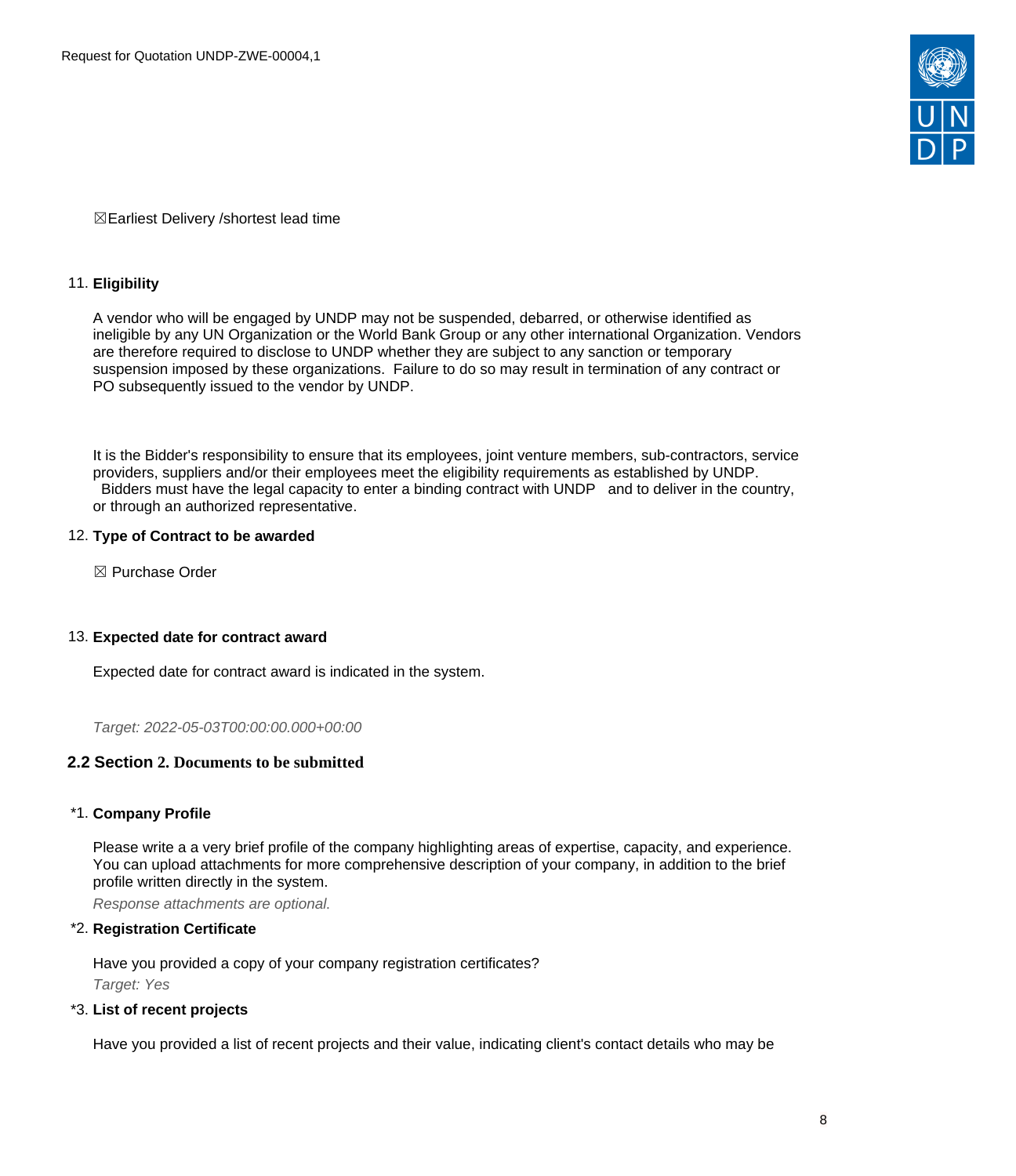☒Earliest Delivery /shortest lead time

11. **Eligibility**

A vendor who will be engaged by UNDP may not be suspended, debarred, or otherwise identified as ineligible by any UN Organization or the World Bank Group or any other international Organization. Vendors are therefore required to disclose to UNDP whether they are subject to any sanction or temporary suspension imposed by these organizations. Failure to do so may result in termination of any contract or PO subsequently issued to the vendor by UNDP.

It is the Bidder's responsibility to ensure that its employees, joint venture members, sub-contractors, service providers, suppliers and/or their employees meet the eligibility requirements as established by UNDP. Bidders must have the legal capacity to enter a binding contract with UNDP and to deliver in the country, or through an authorized representative.

12. **Type of Contract to be awarded**

☒ Purchase Order

13. **Expected date for contract award**

Expected date for contract award is indicated in the system.

*Target: 2022-05-03T00:00:00.000+00:00*

## 2.2 Section 2. Documents to be submitted

*1. **Company Profile**

Please write a a very brief profile of the company highlighting areas of expertise, capacity, and experience. You can upload attachments for more comprehensive description of your company, in addition to the brief profile written directly in the system.

*Response attachments are optional.*

*2. **Registration Certificate**

Have you provided a copy of your company registration certificates?

*Target: Yes*

*3. **List of recent projects**

Have you provided a list of recent projects and their value, indicating client's contact details who may be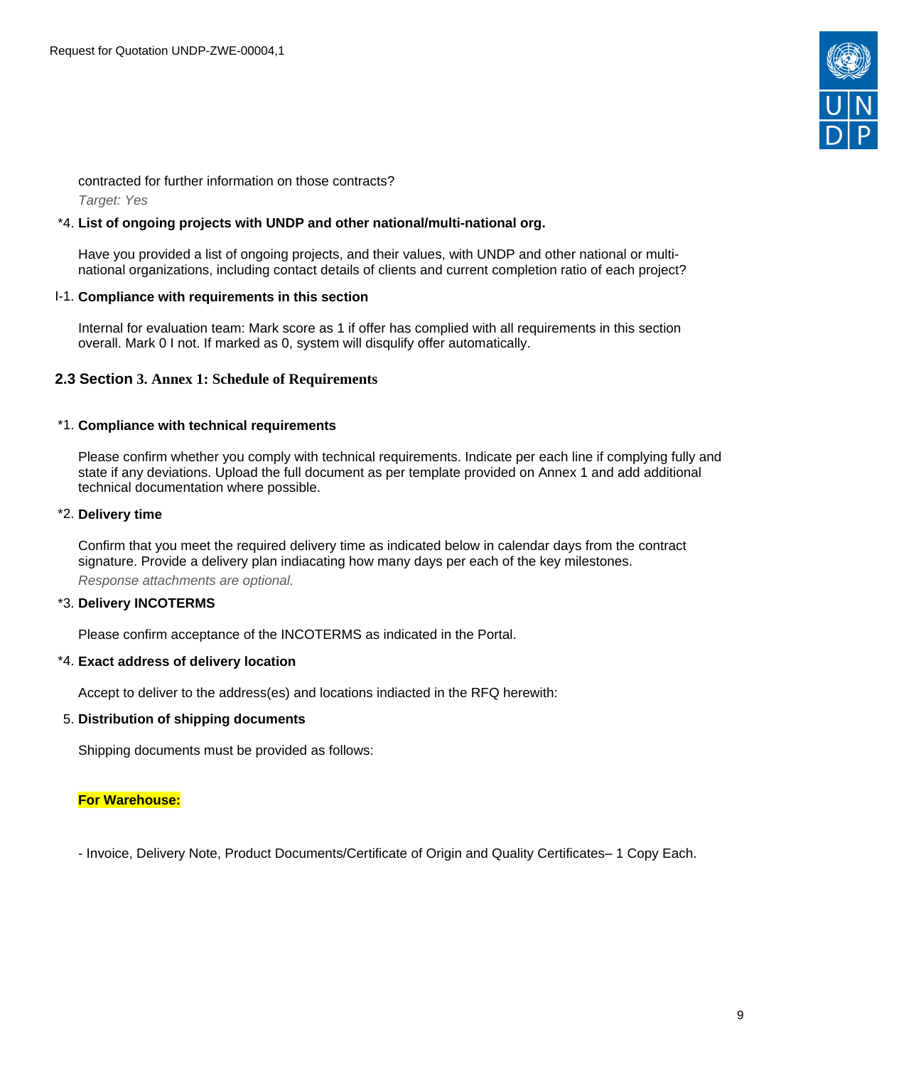contracted for further information on those contracts?

*Target: Yes*

*4. **List of ongoing projects with UNDP and other national/multi-national org.**

Have you provided a list of ongoing projects, and their values, with UNDP and other national or multi-national organizations, including contact details of clients and current completion ratio of each project?

I-1. **Compliance with requirements in this section**

Internal for evaluation team: Mark score as 1 if offer has complied with all requirements in this section overall. Mark 0 I not. If marked as 0, system will disqulify offer automatically.

## 2.3 Section 3. Annex 1: Schedule of Requirements

*1. **Compliance with technical requirements**

Please confirm whether you comply with technical requirements. Indicate per each line if complying fully and state if any deviations. Upload the full document as per template provided on Annex 1 and add additional technical documentation where possible.

*2. **Delivery time**

Confirm that you meet the required delivery time as indicated below in calendar days from the contract signature. Provide a delivery plan indiacating how many days per each of the key milestones.

*Response attachments are optional.*

*3. **Delivery INCOTERMS**

Please confirm acceptance of the INCOTERMS as indicated in the Portal.

*4. **Exact address of delivery location**

Accept to deliver to the address(es) and locations indiacted in the RFQ herewith:

5. **Distribution of shipping documents**

Shipping documents must be provided as follows:

**For Warehouse:**

- Invoice, Delivery Note, Product Documents/Certificate of Origin and Quality Certificates– 1 Copy Each.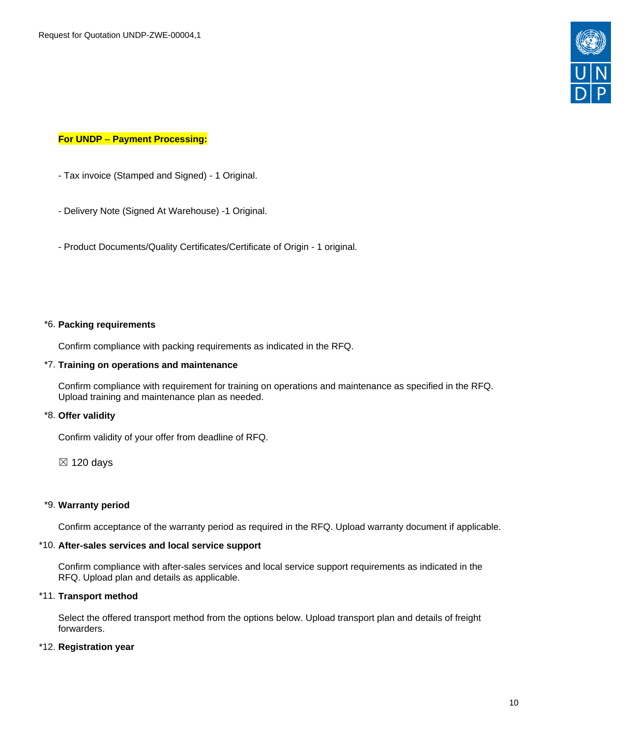**For UNDP – Payment Processing:**

- Tax invoice (Stamped and Signed) - 1 Original.

- Delivery Note (Signed At Warehouse) -1 Original.

- Product Documents/Quality Certificates/Certificate of Origin - 1 original.

*6. **Packing requirements**

Confirm compliance with packing requirements as indicated in the RFQ.

*7. **Training on operations and maintenance**

Confirm compliance with requirement for training on operations and maintenance as specified in the RFQ. Upload training and maintenance plan as needed.

*8. **Offer validity**

Confirm validity of your offer from deadline of RFQ.

☒ 120 days

*9. **Warranty period**

Confirm acceptance of the warranty period as required in the RFQ. Upload warranty document if applicable.

*10. **After-sales services and local service support**

Confirm compliance with after-sales services and local service support requirements as indicated in the RFQ. Upload plan and details as applicable.

*11. **Transport method**

Select the offered transport method from the options below. Upload transport plan and details of freight forwarders.

*12. **Registration year**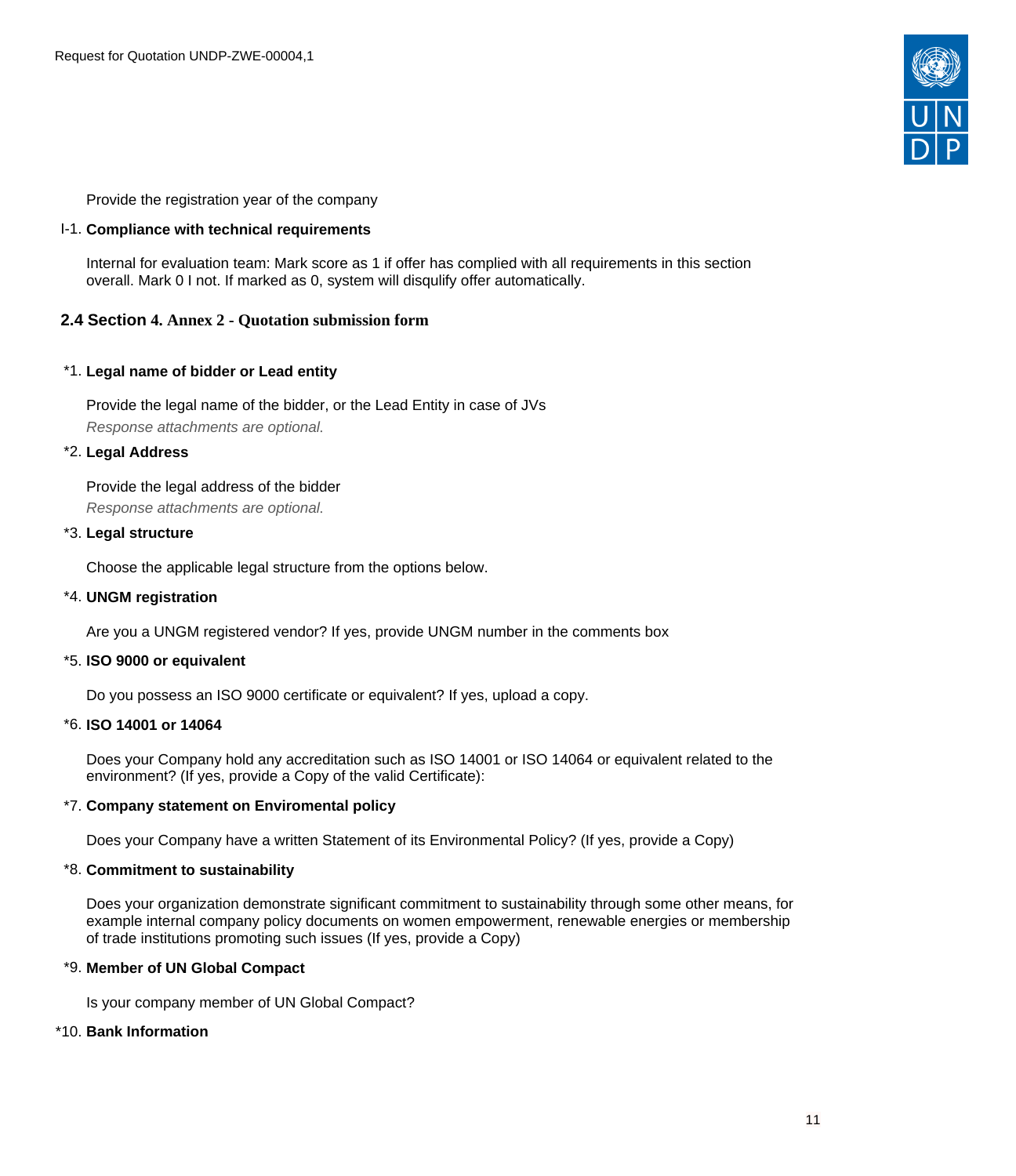Provide the registration year of the company

I-1. **Compliance with technical requirements**

Internal for evaluation team: Mark score as 1 if offer has complied with all requirements in this section overall. Mark 0 I not. If marked as 0, system will disqulify offer automatically.

## 2.4 Section 4. Annex 2 - Quotation submission form

*1. **Legal name of bidder or Lead entity**

Provide the legal name of the bidder, or the Lead Entity in case of JVs

*Response attachments are optional.*

*2. **Legal Address**

Provide the legal address of the bidder

*Response attachments are optional.*

*3. **Legal structure**

Choose the applicable legal structure from the options below.

*4. **UNGM registration**

Are you a UNGM registered vendor? If yes, provide UNGM number in the comments box

*5. **ISO 9000 or equivalent**

Do you possess an ISO 9000 certificate or equivalent? If yes, upload a copy.

*6. **ISO 14001 or 14064**

Does your Company hold any accreditation such as ISO 14001 or ISO 14064 or equivalent related to the environment? (If yes, provide a Copy of the valid Certificate):

*7. **Company statement on Enviromental policy**

Does your Company have a written Statement of its Environmental Policy? (If yes, provide a Copy)

*8. **Commitment to sustainability**

Does your organization demonstrate significant commitment to sustainability through some other means, for example internal company policy documents on women empowerment, renewable energies or membership of trade institutions promoting such issues (If yes, provide a Copy)

*9. **Member of UN Global Compact**

Is your company member of UN Global Compact?

*10. **Bank Information**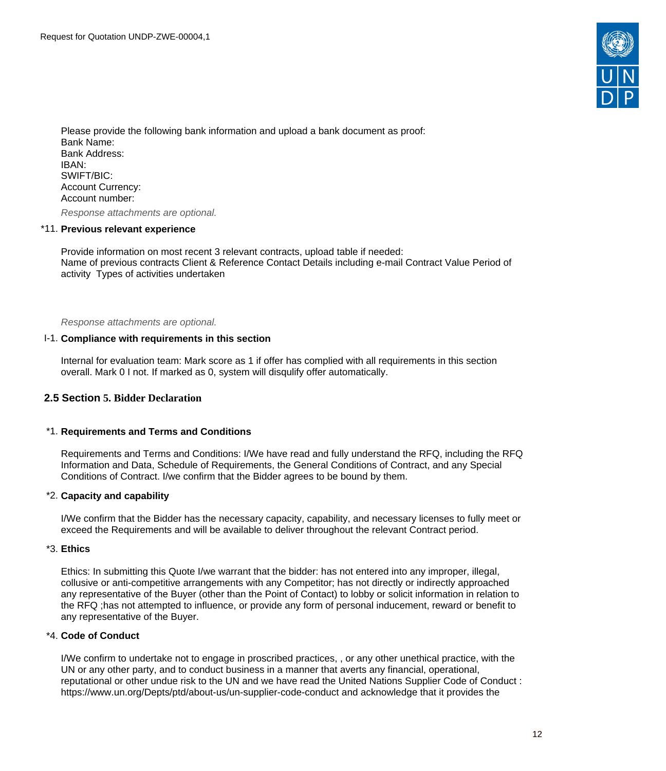Please provide the following bank information and upload a bank document as proof:
Bank Name:
Bank Address:
IBAN:
SWIFT/BIC:
Account Currency:
Account number:

*Response attachments are optional.*

*11. **Previous relevant experience**

Provide information on most recent 3 relevant contracts, upload table if needed:
Name of previous contracts Client & Reference Contact Details including e-mail Contract Value Period of activity  Types of activities undertaken

*Response attachments are optional.*

I-1. **Compliance with requirements in this section**

Internal for evaluation team: Mark score as 1 if offer has complied with all requirements in this section overall. Mark 0 I not. If marked as 0, system will disqulify offer automatically.

## 2.5 Section 5. Bidder Declaration

*1. **Requirements and Terms and Conditions**

Requirements and Terms and Conditions: I/We have read and fully understand the RFQ, including the RFQ Information and Data, Schedule of Requirements, the General Conditions of Contract, and any Special Conditions of Contract. I/we confirm that the Bidder agrees to be bound by them.

*2. **Capacity and capability**

I/We confirm that the Bidder has the necessary capacity, capability, and necessary licenses to fully meet or exceed the Requirements and will be available to deliver throughout the relevant Contract period.

*3. **Ethics**

Ethics: In submitting this Quote I/we warrant that the bidder: has not entered into any improper, illegal, collusive or anti-competitive arrangements with any Competitor; has not directly or indirectly approached any representative of the Buyer (other than the Point of Contact) to lobby or solicit information in relation to the RFQ ;has not attempted to influence, or provide any form of personal inducement, reward or benefit to any representative of the Buyer.

*4. **Code of Conduct**

I/We confirm to undertake not to engage in proscribed practices, , or any other unethical practice, with the UN or any other party, and to conduct business in a manner that averts any financial, operational, reputational or other undue risk to the UN and we have read the United Nations Supplier Code of Conduct : https://www.un.org/Depts/ptd/about-us/un-supplier-code-conduct and acknowledge that it provides the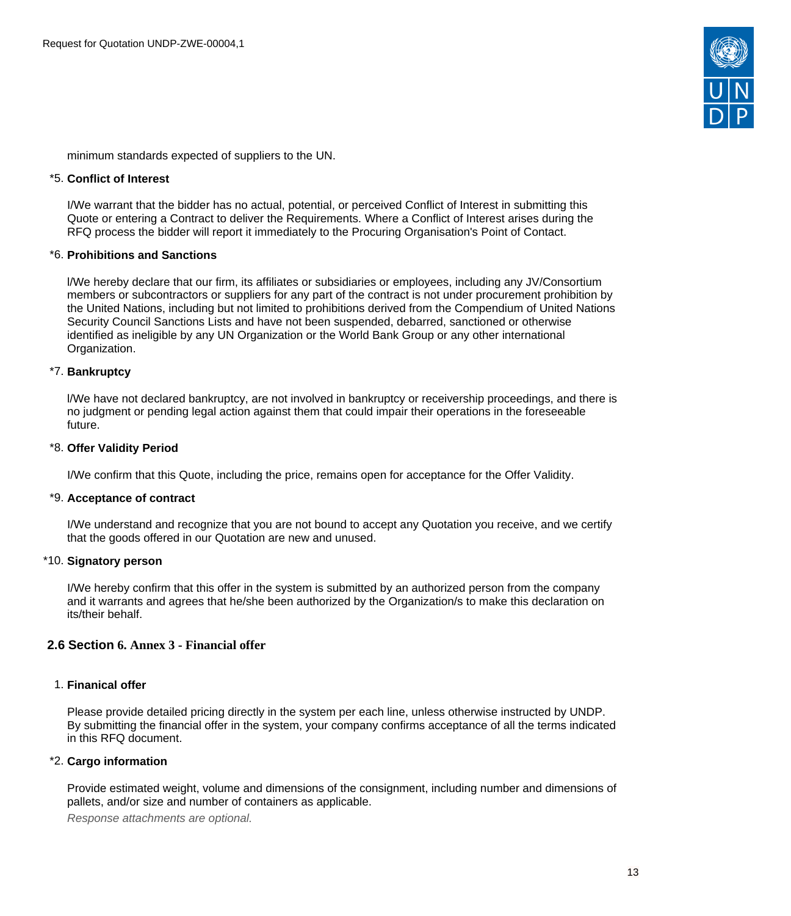minimum standards expected of suppliers to the UN.

*5. **Conflict of Interest**

I/We warrant that the bidder has no actual, potential, or perceived Conflict of Interest in submitting this Quote or entering a Contract to deliver the Requirements. Where a Conflict of Interest arises during the RFQ process the bidder will report it immediately to the Procuring Organisation's Point of Contact.

*6. **Prohibitions and Sanctions**

I/We hereby declare that our firm, its affiliates or subsidiaries or employees, including any JV/Consortium members or subcontractors or suppliers for any part of the contract is not under procurement prohibition by the United Nations, including but not limited to prohibitions derived from the Compendium of United Nations Security Council Sanctions Lists and have not been suspended, debarred, sanctioned or otherwise identified as ineligible by any UN Organization or the World Bank Group or any other international Organization.

*7. **Bankruptcy**

I/We have not declared bankruptcy, are not involved in bankruptcy or receivership proceedings, and there is no judgment or pending legal action against them that could impair their operations in the foreseeable future.

*8. **Offer Validity Period**

I/We confirm that this Quote, including the price, remains open for acceptance for the Offer Validity.

*9. **Acceptance of contract**

I/We understand and recognize that you are not bound to accept any Quotation you receive, and we certify that the goods offered in our Quotation are new and unused.

*10. **Signatory person**

I/We hereby confirm that this offer in the system is submitted by an authorized person from the company and it warrants and agrees that he/she been authorized by the Organization/s to make this declaration on its/their behalf.

## 2.6 Section 6. Annex 3 - Financial offer

1. **Finanical offer**

Please provide detailed pricing directly in the system per each line, unless otherwise instructed by UNDP. By submitting the financial offer in the system, your company confirms acceptance of all the terms indicated in this RFQ document.

*2. **Cargo information**

Provide estimated weight, volume and dimensions of the consignment, including number and dimensions of pallets, and/or size and number of containers as applicable.

*Response attachments are optional.*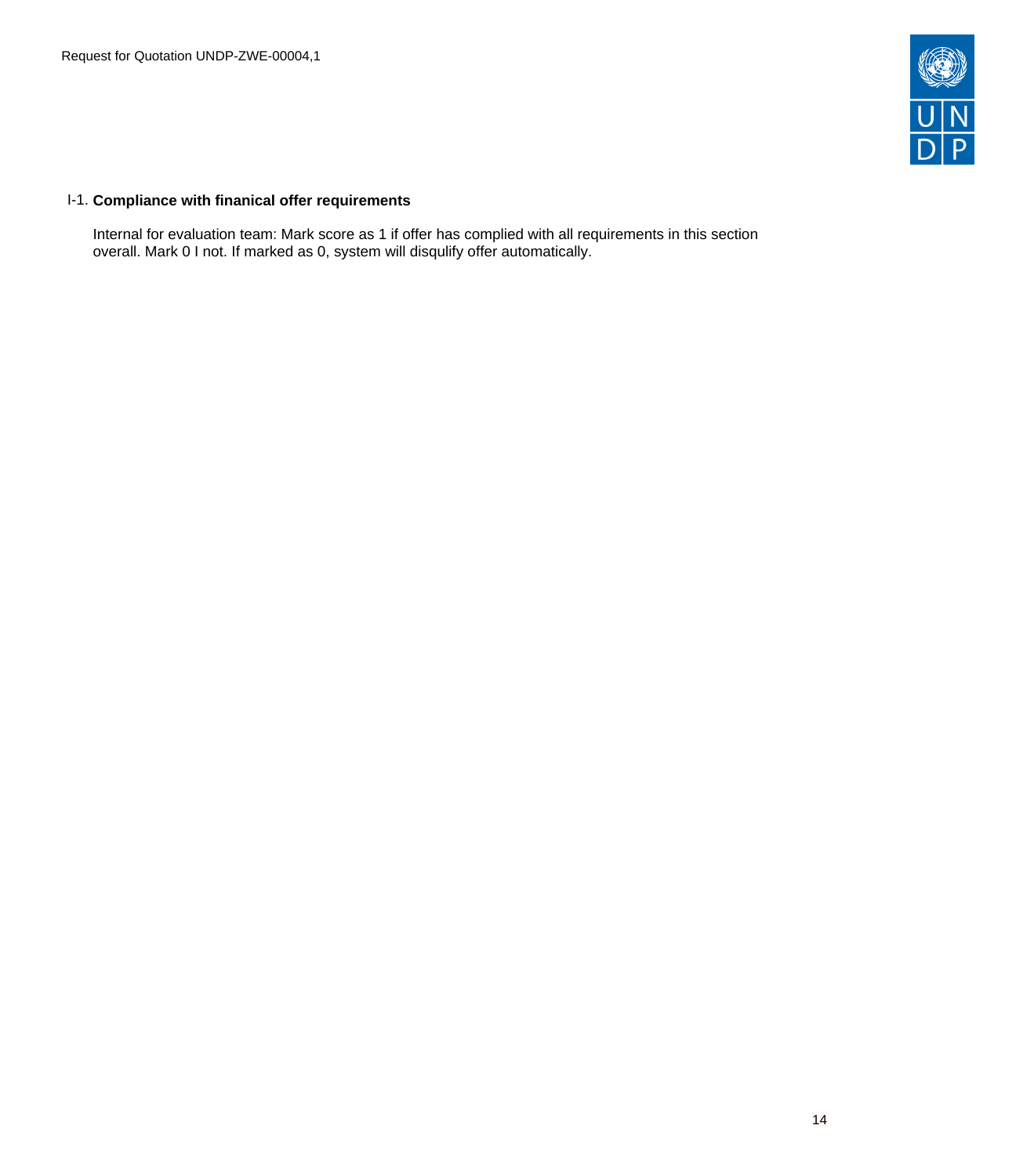I-1. **Compliance with finanical offer requirements**

Internal for evaluation team: Mark score as 1 if offer has complied with all requirements in this section overall. Mark 0 I not. If marked as 0, system will disqulify offer automatically.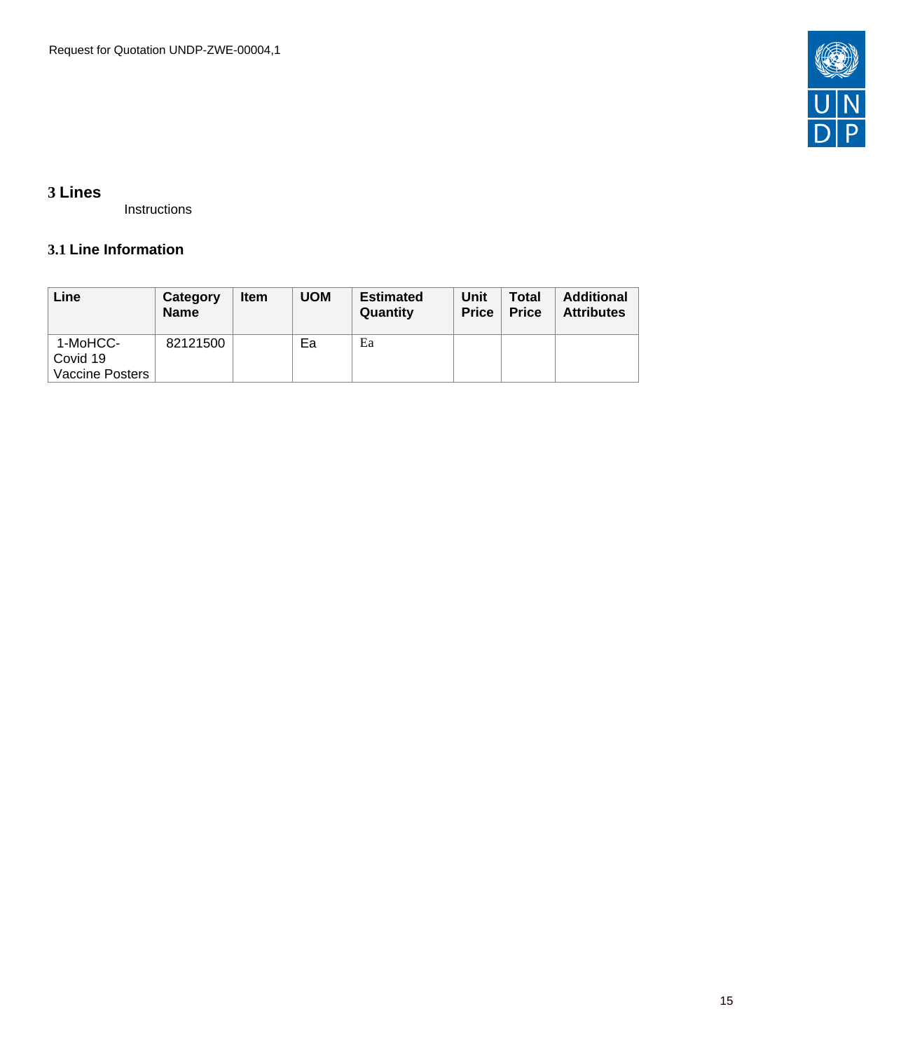## 3 Lines

Instructions

### 3.1 Line Information

| Line | Category Name | Item | UOM | Estimated Quantity | Unit Price | Total Price | Additional Attributes |
|---|---|---|---|---|---|---|---|
| 1-MoHCC-Covid 19 Vaccine Posters | 82121500 | | Ea | Ea | | | |